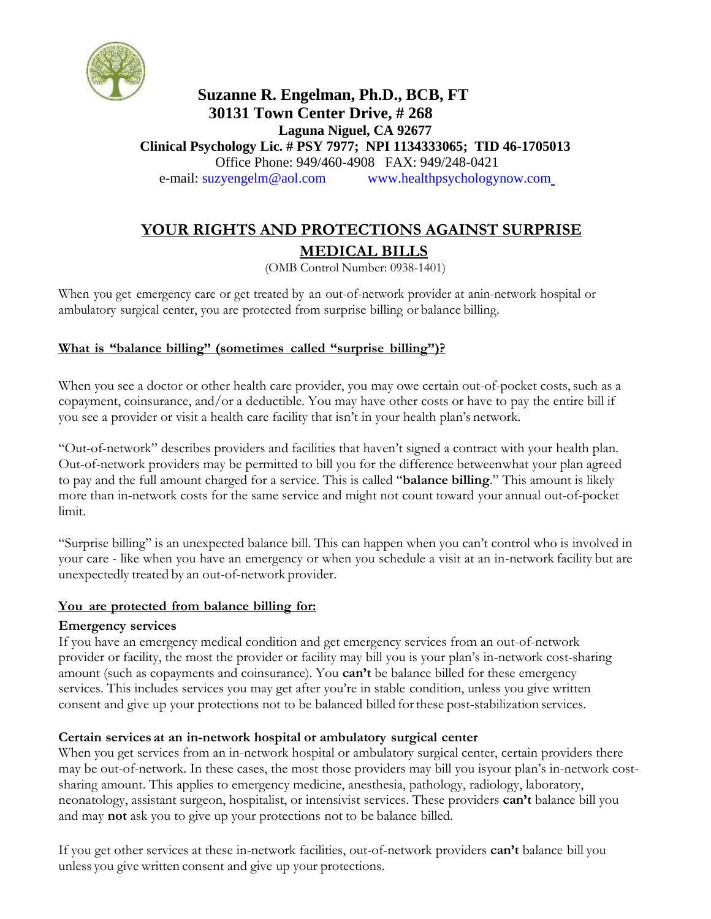**Suzanne R. Engelman, Ph.D., BCB, FT**
**30131 Town Center Drive, # 268**
**Laguna Niguel, CA 92677**
**Clinical Psychology Lic. # PSY 7977; NPI 1134333065; TID 46-1705013**
Office Phone: 949/460-4908 FAX: 949/248-0421
e-mail: suzyengelm@aol.com www.healthpsychologynow.com

# YOUR RIGHTS AND PROTECTIONS AGAINST SURPRISE MEDICAL BILLS

(OMB Control Number: 0938-1401)

When you get emergency care or get treated by an out-of-network provider at anin-network hospital or ambulatory surgical center, you are protected from surprise billing or balance billing.

## What is "balance billing" (sometimes called "surprise billing")?

When you see a doctor or other health care provider, you may owe certain out-of-pocket costs, such as a copayment, coinsurance, and/or a deductible. You may have other costs or have to pay the entire bill if you see a provider or visit a health care facility that isn't in your health plan's network.

"Out-of-network" describes providers and facilities that haven't signed a contract with your health plan. Out-of-network providers may be permitted to bill you for the difference betweenwhat your plan agreed to pay and the full amount charged for a service. This is called "**balance billing**." This amount is likely more than in-network costs for the same service and might not count toward your annual out-of-pocket limit.

"Surprise billing" is an unexpected balance bill. This can happen when you can't control who is involved in your care - like when you have an emergency or when you schedule a visit at an in-network facility but are unexpectedly treated by an out-of-network provider.

## You are protected from balance billing for:

### Emergency services

If you have an emergency medical condition and get emergency services from an out-of-network provider or facility, the most the provider or facility may bill you is your plan's in-network cost-sharing amount (such as copayments and coinsurance). You **can't** be balance billed for these emergency services. This includes services you may get after you're in stable condition, unless you give written consent and give up your protections not to be balanced billed for these post-stabilization services.

### Certain services at an in-network hospital or ambulatory surgical center

When you get services from an in-network hospital or ambulatory surgical center, certain providers there may be out-of-network. In these cases, the most those providers may bill you isyour plan's in-network cost-sharing amount. This applies to emergency medicine, anesthesia, pathology, radiology, laboratory, neonatology, assistant surgeon, hospitalist, or intensivist services. These providers **can't** balance bill you and may **not** ask you to give up your protections not to be balance billed.

If you get other services at these in-network facilities, out-of-network providers **can't** balance bill you unless you give written consent and give up your protections.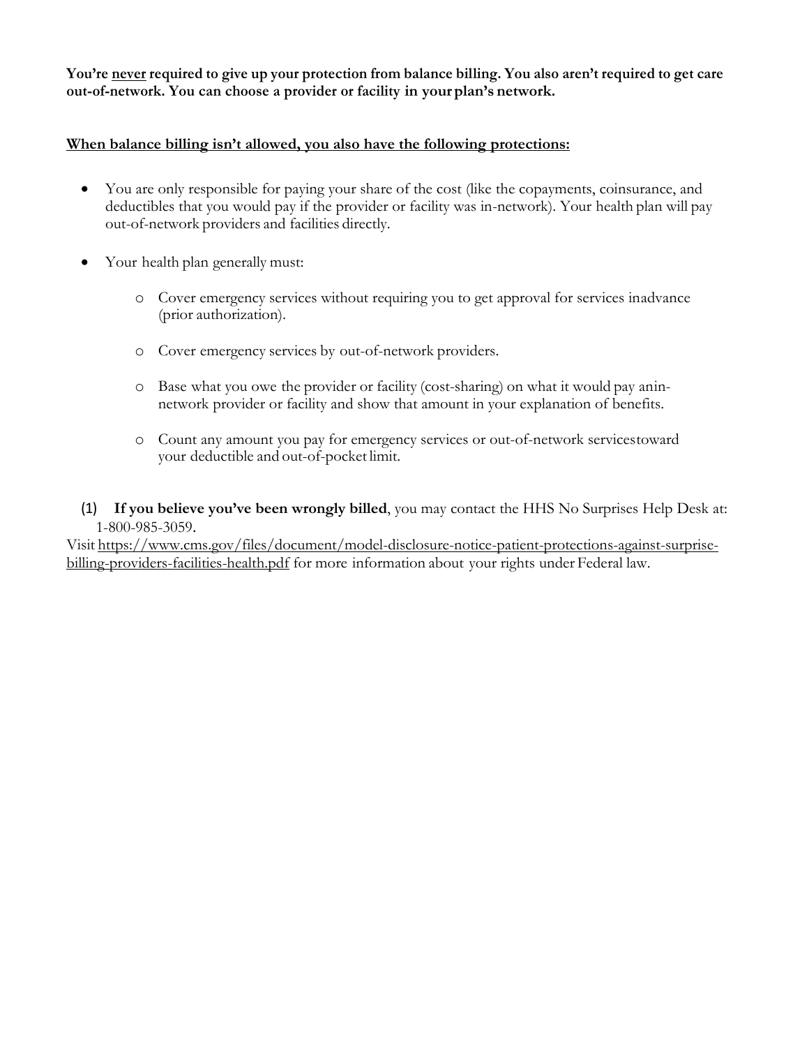**You're <u>never</u> required to give up your protection from balance billing. You also aren't required to get care out-of-network. You can choose a provider or facility in your plan's network.**

**<u>When balance billing isn't allowed, you also have the following protections:</u>**

- You are only responsible for paying your share of the cost (like the copayments, coinsurance, and deductibles that you would pay if the provider or facility was in-network). Your health plan will pay out-of-network providers and facilities directly.

- Your health plan generally must:

  - Cover emergency services without requiring you to get approval for services inadvance (prior authorization).

  - Cover emergency services by out-of-network providers.

  - Base what you owe the provider or facility (cost-sharing) on what it would pay anin-network provider or facility and show that amount in your explanation of benefits.

  - Count any amount you pay for emergency services or out-of-network servicestoward your deductible and out-of-pocket limit.

(1) **If you believe you've been wrongly billed**, you may contact the HHS No Surprises Help Desk at: 1-800-985-3059.

Visit https://www.cms.gov/files/document/model-disclosure-notice-patient-protections-against-surprise-billing-providers-facilities-health.pdf for more information about your rights under Federal law.